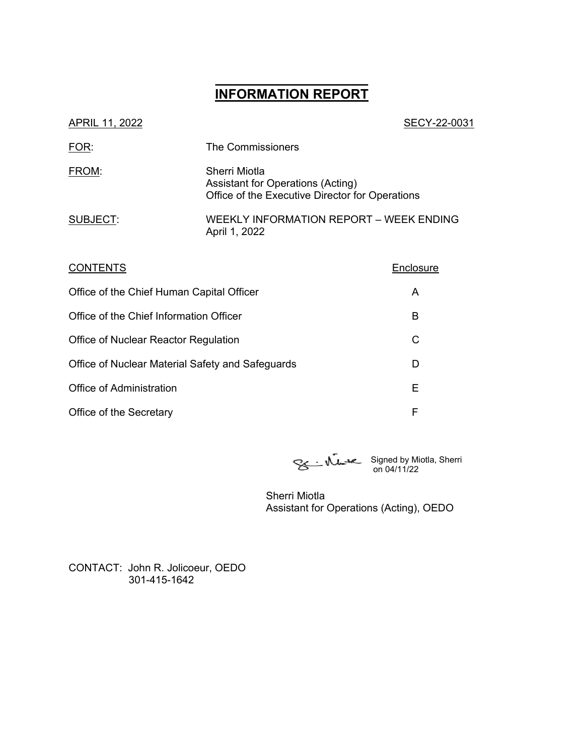# INFORMATION REPORT

APRIL 11, 2022 SECY-22-0031

FOR: The Commissioners

FROM: Sherri Miotla
Assistant for Operations (Acting)
Office of the Executive Director for Operations

SUBJECT: WEEKLY INFORMATION REPORT – WEEK ENDING April 1, 2022

| CONTENTS | Enclosure |
|---|---|
| Office of the Chief Human Capital Officer | A |
| Office of the Chief Information Officer | B |
| Office of Nuclear Reactor Regulation | C |
| Office of Nuclear Material Safety and Safeguards | D |
| Office of Administration | E |
| Office of the Secretary | F |

Signed by Miotla, Sherri on 04/11/22

Sherri Miotla
Assistant for Operations (Acting), OEDO

CONTACT: John R. Jolicoeur, OEDO
301-415-1642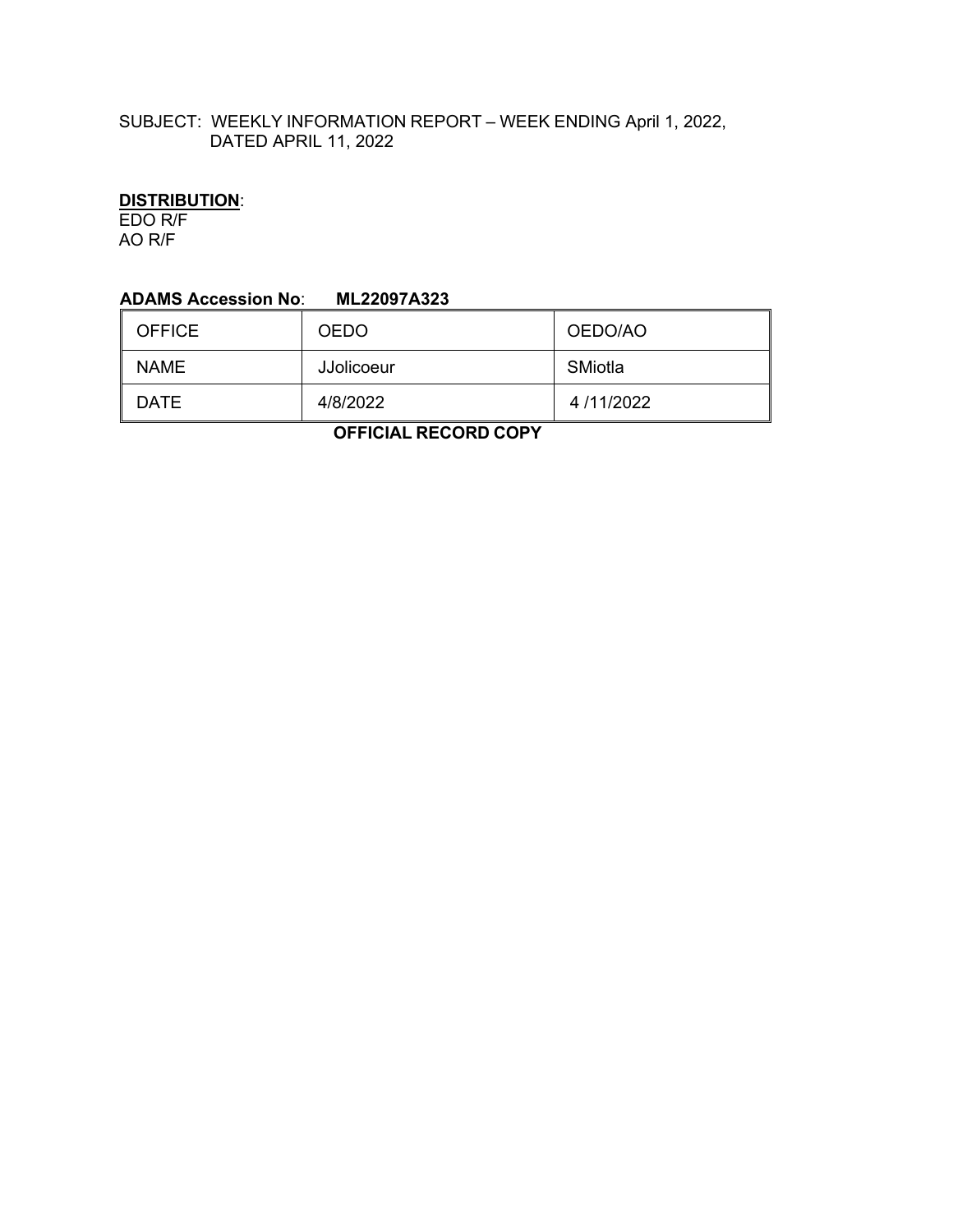SUBJECT: WEEKLY INFORMATION REPORT – WEEK ENDING April 1, 2022, DATED APRIL 11, 2022

**DISTRIBUTION**:
EDO R/F
AO R/F

**ADAMS Accession No**: **ML22097A323**

| OFFICE | OEDO | OEDO/AO |
|---|---|---|
| NAME | JJolicoeur | SMiotla |
| DATE | 4/8/2022 | 4 /11/2022 |

**OFFICIAL RECORD COPY**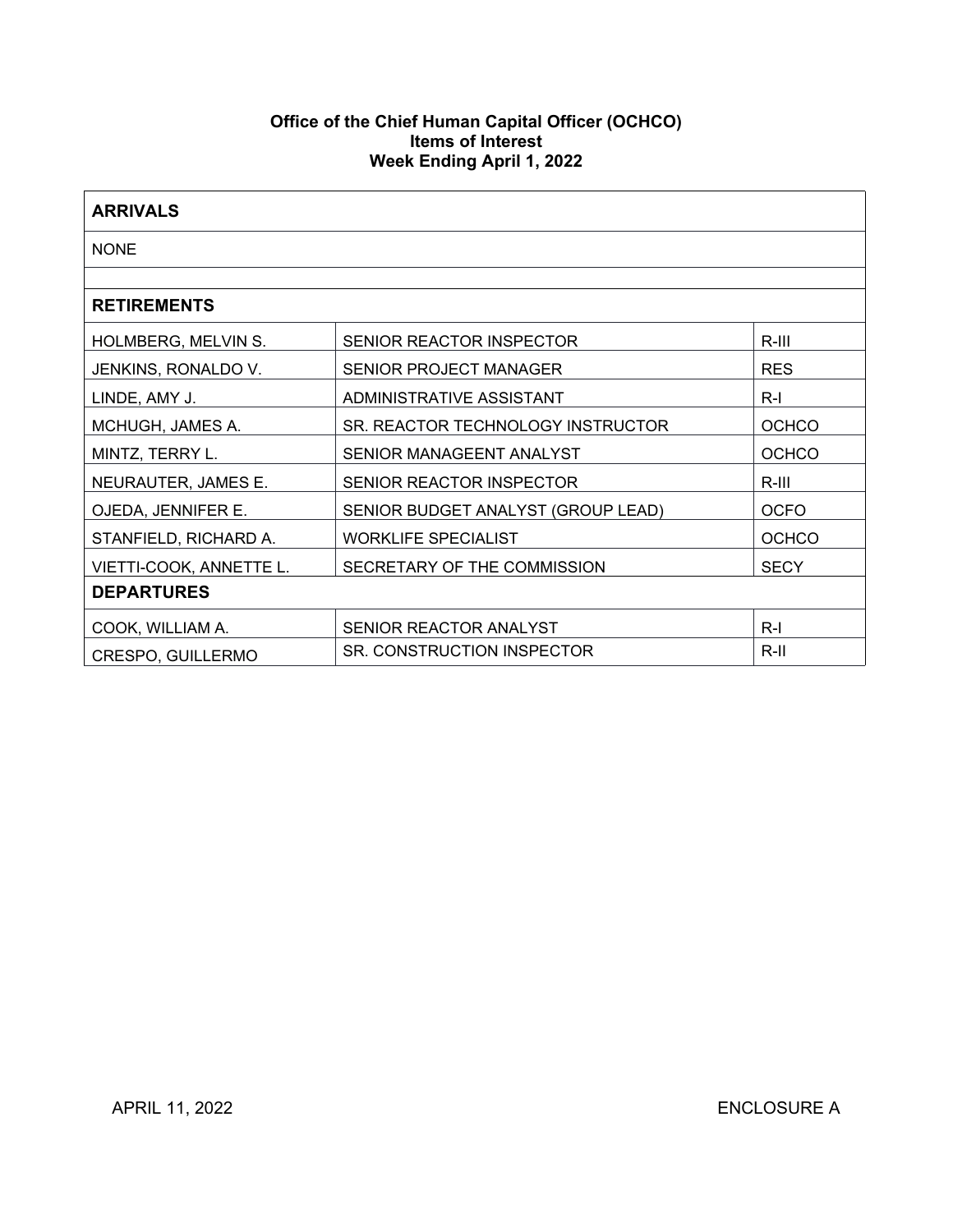**Office of the Chief Human Capital Officer (OCHCO)**
**Items of Interest**
**Week Ending April 1, 2022**

| **ARRIVALS** | | |
|---|---|---|
| NONE | | |
| | | |
| **RETIREMENTS** | | |
| HOLMBERG, MELVIN S. | SENIOR REACTOR INSPECTOR | R-III |
| JENKINS, RONALDO V. | SENIOR PROJECT MANAGER | RES |
| LINDE, AMY J. | ADMINISTRATIVE ASSISTANT | R-I |
| MCHUGH, JAMES A. | SR. REACTOR TECHNOLOGY INSTRUCTOR | OCHCO |
| MINTZ, TERRY L. | SENIOR MANAGEENT ANALYST | OCHCO |
| NEURAUTER, JAMES E. | SENIOR REACTOR INSPECTOR | R-III |
| OJEDA, JENNIFER E. | SENIOR BUDGET ANALYST (GROUP LEAD) | OCFO |
| STANFIELD, RICHARD A. | WORKLIFE SPECIALIST | OCHCO |
| VIETTI-COOK, ANNETTE L. | SECRETARY OF THE COMMISSION | SECY |
| **DEPARTURES** | | |
| COOK, WILLIAM A. | SENIOR REACTOR ANALYST | R-I |
| CRESPO, GUILLERMO | SR. CONSTRUCTION INSPECTOR | R-II |

APRIL 11, 2022 ENCLOSURE A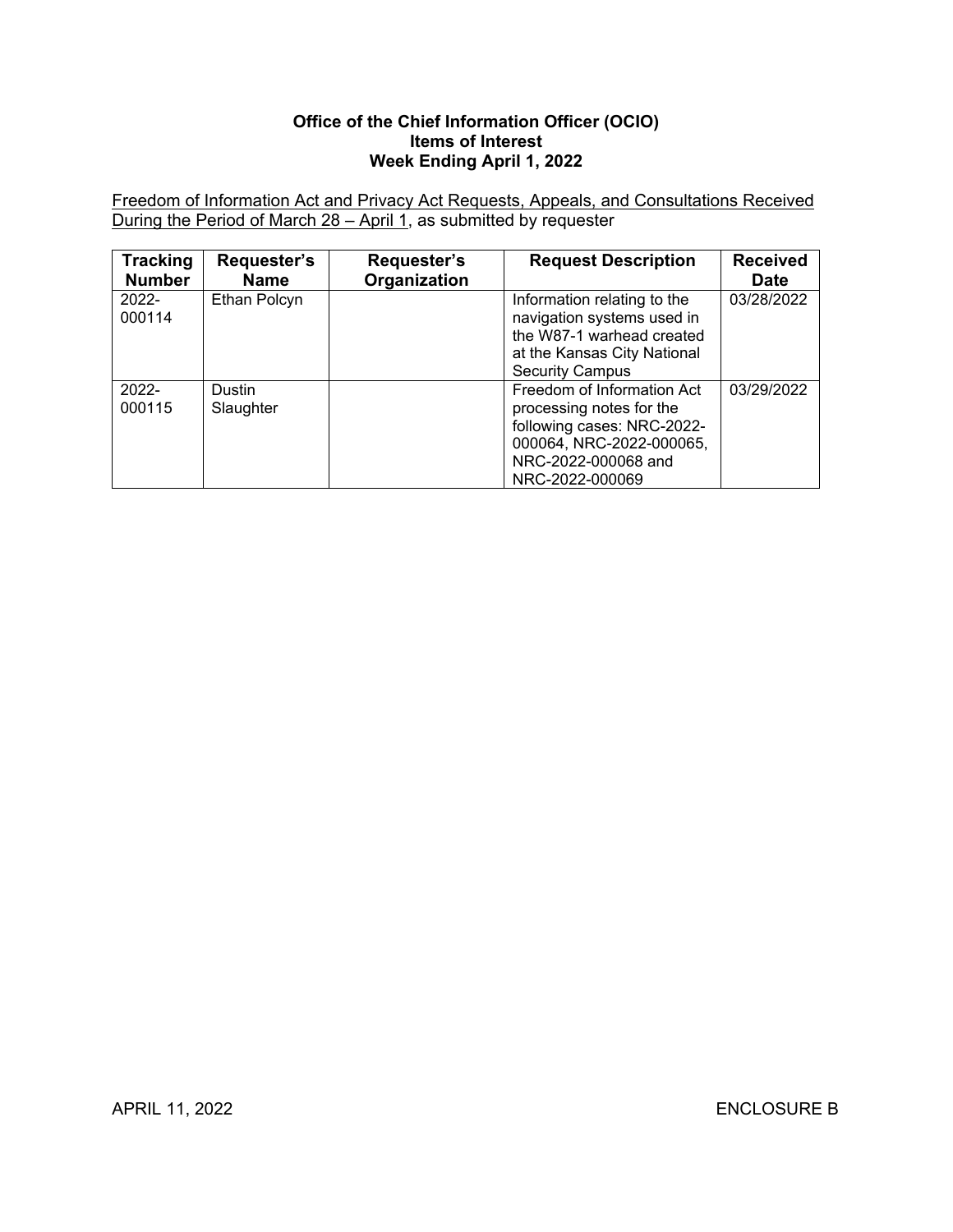**Office of the Chief Information Officer (OCIO)**
**Items of Interest**
**Week Ending April 1, 2022**

Freedom of Information Act and Privacy Act Requests, Appeals, and Consultations Received During the Period of March 28 – April 1, as submitted by requester

| Tracking Number | Requester's Name | Requester's Organization | Request Description | Received Date |
|---|---|---|---|---|
| 2022-000114 | Ethan Polcyn | | Information relating to the navigation systems used in the W87-1 warhead created at the Kansas City National Security Campus | 03/28/2022 |
| 2022-000115 | Dustin Slaughter | | Freedom of Information Act processing notes for the following cases: NRC-2022-000064, NRC-2022-000065, NRC-2022-000068 and NRC-2022-000069 | 03/29/2022 |

APRIL 11, 2022 ENCLOSURE B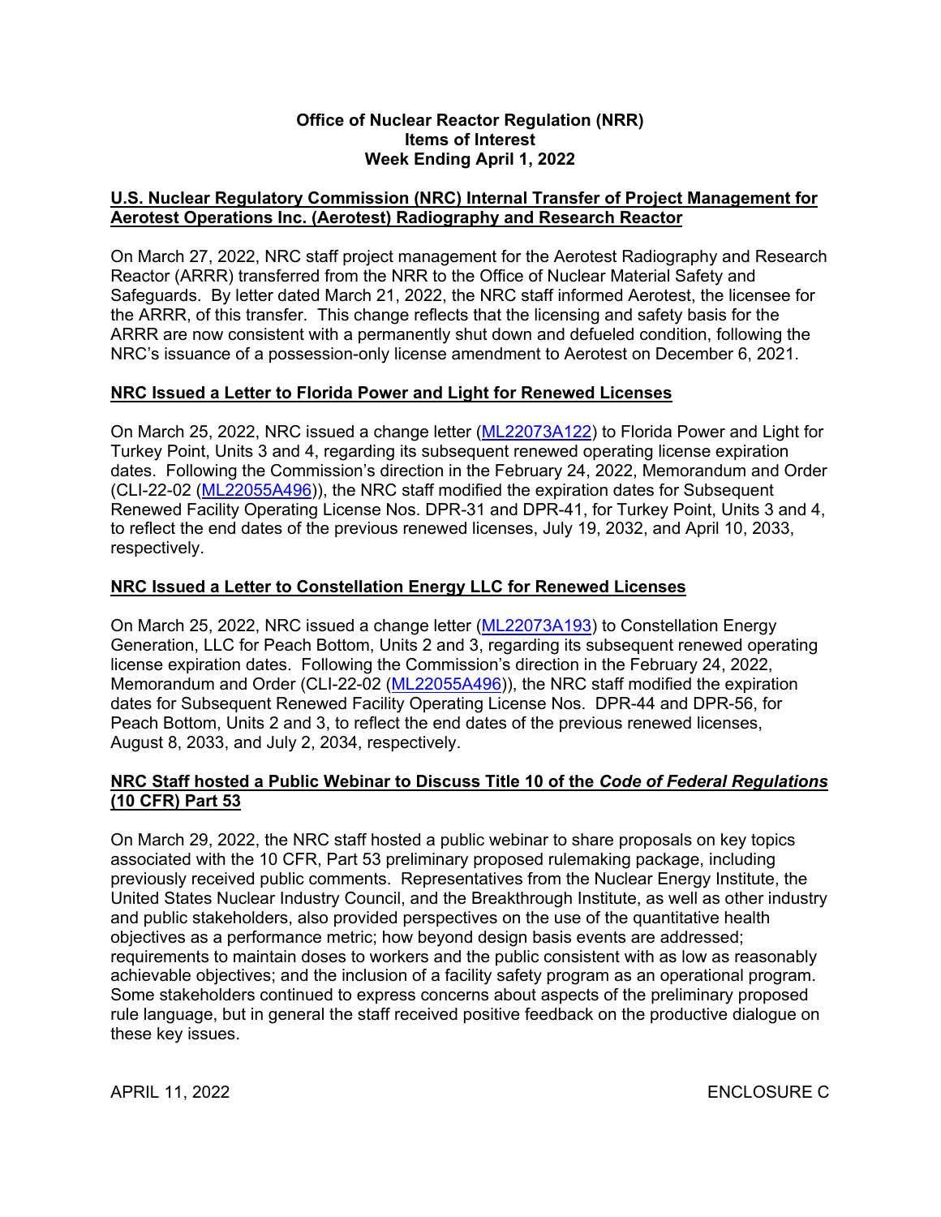**Office of Nuclear Reactor Regulation (NRR)**
**Items of Interest**
**Week Ending April 1, 2022**

## U.S. Nuclear Regulatory Commission (NRC) Internal Transfer of Project Management for Aerotest Operations Inc. (Aerotest) Radiography and Research Reactor

On March 27, 2022, NRC staff project management for the Aerotest Radiography and Research Reactor (ARRR) transferred from the NRR to the Office of Nuclear Material Safety and Safeguards. By letter dated March 21, 2022, the NRC staff informed Aerotest, the licensee for the ARRR, of this transfer. This change reflects that the licensing and safety basis for the ARRR are now consistent with a permanently shut down and defueled condition, following the NRC's issuance of a possession-only license amendment to Aerotest on December 6, 2021.

## NRC Issued a Letter to Florida Power and Light for Renewed Licenses

On March 25, 2022, NRC issued a change letter (ML22073A122) to Florida Power and Light for Turkey Point, Units 3 and 4, regarding its subsequent renewed operating license expiration dates. Following the Commission's direction in the February 24, 2022, Memorandum and Order (CLI-22-02 (ML22055A496)), the NRC staff modified the expiration dates for Subsequent Renewed Facility Operating License Nos. DPR-31 and DPR-41, for Turkey Point, Units 3 and 4, to reflect the end dates of the previous renewed licenses, July 19, 2032, and April 10, 2033, respectively.

## NRC Issued a Letter to Constellation Energy LLC for Renewed Licenses

On March 25, 2022, NRC issued a change letter (ML22073A193) to Constellation Energy Generation, LLC for Peach Bottom, Units 2 and 3, regarding its subsequent renewed operating license expiration dates. Following the Commission's direction in the February 24, 2022, Memorandum and Order (CLI-22-02 (ML22055A496)), the NRC staff modified the expiration dates for Subsequent Renewed Facility Operating License Nos. DPR-44 and DPR-56, for Peach Bottom, Units 2 and 3, to reflect the end dates of the previous renewed licenses, August 8, 2033, and July 2, 2034, respectively.

## NRC Staff hosted a Public Webinar to Discuss Title 10 of the *Code of Federal Regulations* (10 CFR) Part 53

On March 29, 2022, the NRC staff hosted a public webinar to share proposals on key topics associated with the 10 CFR, Part 53 preliminary proposed rulemaking package, including previously received public comments. Representatives from the Nuclear Energy Institute, the United States Nuclear Industry Council, and the Breakthrough Institute, as well as other industry and public stakeholders, also provided perspectives on the use of the quantitative health objectives as a performance metric; how beyond design basis events are addressed; requirements to maintain doses to workers and the public consistent with as low as reasonably achievable objectives; and the inclusion of a facility safety program as an operational program. Some stakeholders continued to express concerns about aspects of the preliminary proposed rule language, but in general the staff received positive feedback on the productive dialogue on these key issues.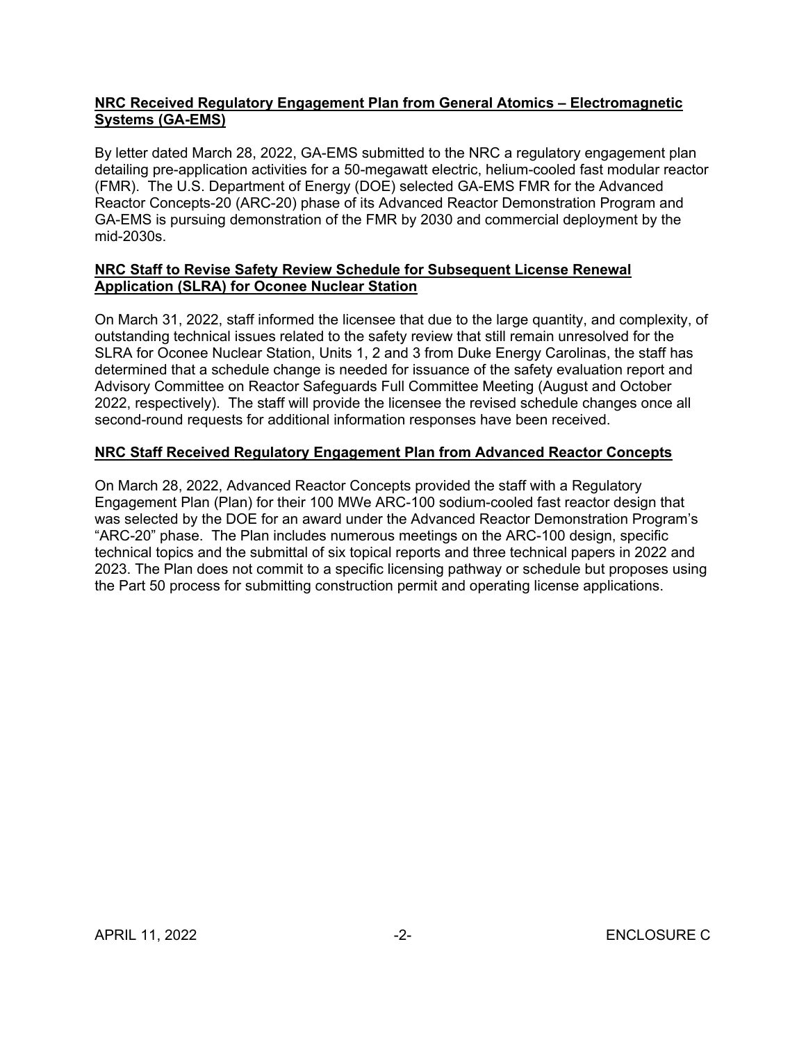**NRC Received Regulatory Engagement Plan from General Atomics – Electromagnetic Systems (GA-EMS)**

By letter dated March 28, 2022, GA-EMS submitted to the NRC a regulatory engagement plan detailing pre-application activities for a 50-megawatt electric, helium-cooled fast modular reactor (FMR). The U.S. Department of Energy (DOE) selected GA-EMS FMR for the Advanced Reactor Concepts-20 (ARC-20) phase of its Advanced Reactor Demonstration Program and GA-EMS is pursuing demonstration of the FMR by 2030 and commercial deployment by the mid-2030s.

**NRC Staff to Revise Safety Review Schedule for Subsequent License Renewal Application (SLRA) for Oconee Nuclear Station**

On March 31, 2022, staff informed the licensee that due to the large quantity, and complexity, of outstanding technical issues related to the safety review that still remain unresolved for the SLRA for Oconee Nuclear Station, Units 1, 2 and 3 from Duke Energy Carolinas, the staff has determined that a schedule change is needed for issuance of the safety evaluation report and Advisory Committee on Reactor Safeguards Full Committee Meeting (August and October 2022, respectively). The staff will provide the licensee the revised schedule changes once all second-round requests for additional information responses have been received.

**NRC Staff Received Regulatory Engagement Plan from Advanced Reactor Concepts**

On March 28, 2022, Advanced Reactor Concepts provided the staff with a Regulatory Engagement Plan (Plan) for their 100 MWe ARC-100 sodium-cooled fast reactor design that was selected by the DOE for an award under the Advanced Reactor Demonstration Program's "ARC-20" phase. The Plan includes numerous meetings on the ARC-100 design, specific technical topics and the submittal of six topical reports and three technical papers in 2022 and 2023. The Plan does not commit to a specific licensing pathway or schedule but proposes using the Part 50 process for submitting construction permit and operating license applications.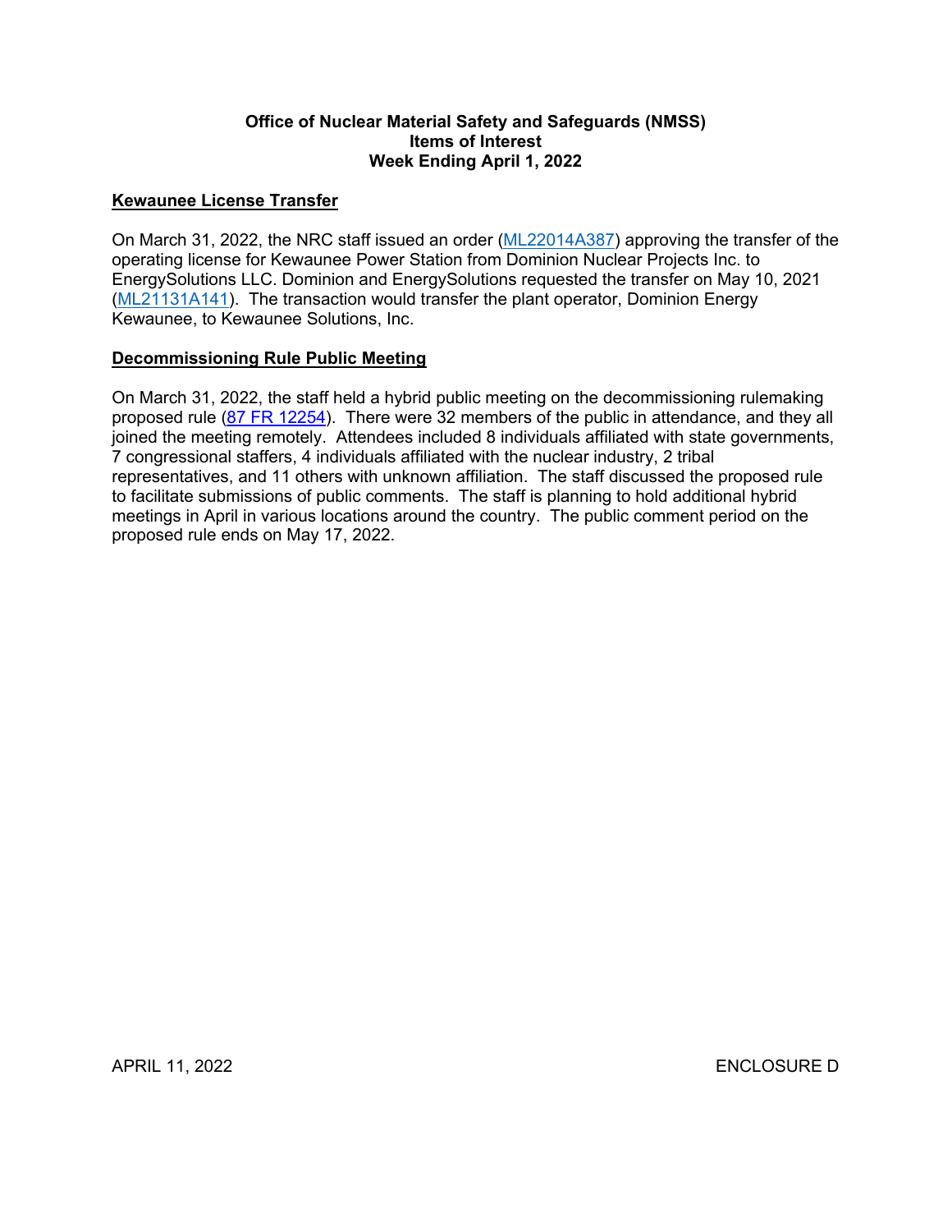**Office of Nuclear Material Safety and Safeguards (NMSS)**
**Items of Interest**
**Week Ending April 1, 2022**

## Kewaunee License Transfer

On March 31, 2022, the NRC staff issued an order (ML22014A387) approving the transfer of the operating license for Kewaunee Power Station from Dominion Nuclear Projects Inc. to EnergySolutions LLC. Dominion and EnergySolutions requested the transfer on May 10, 2021 (ML21131A141). The transaction would transfer the plant operator, Dominion Energy Kewaunee, to Kewaunee Solutions, Inc.

## Decommissioning Rule Public Meeting

On March 31, 2022, the staff held a hybrid public meeting on the decommissioning rulemaking proposed rule (87 FR 12254). There were 32 members of the public in attendance, and they all joined the meeting remotely. Attendees included 8 individuals affiliated with state governments, 7 congressional staffers, 4 individuals affiliated with the nuclear industry, 2 tribal representatives, and 11 others with unknown affiliation. The staff discussed the proposed rule to facilitate submissions of public comments. The staff is planning to hold additional hybrid meetings in April in various locations around the country. The public comment period on the proposed rule ends on May 17, 2022.

APRIL 11, 2022 ENCLOSURE D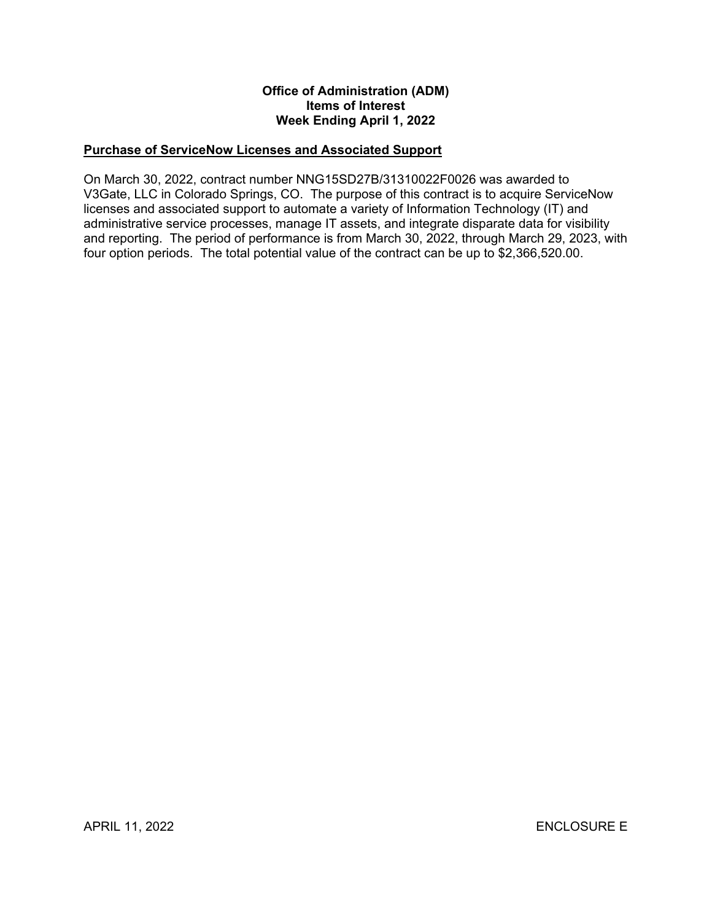**Office of Administration (ADM)**
**Items of Interest**
**Week Ending April 1, 2022**

**Purchase of ServiceNow Licenses and Associated Support**

On March 30, 2022, contract number NNG15SD27B/31310022F0026 was awarded to V3Gate, LLC in Colorado Springs, CO. The purpose of this contract is to acquire ServiceNow licenses and associated support to automate a variety of Information Technology (IT) and administrative service processes, manage IT assets, and integrate disparate data for visibility and reporting. The period of performance is from March 30, 2022, through March 29, 2023, with four option periods. The total potential value of the contract can be up to $2,366,520.00.

APRIL 11, 2022 ENCLOSURE E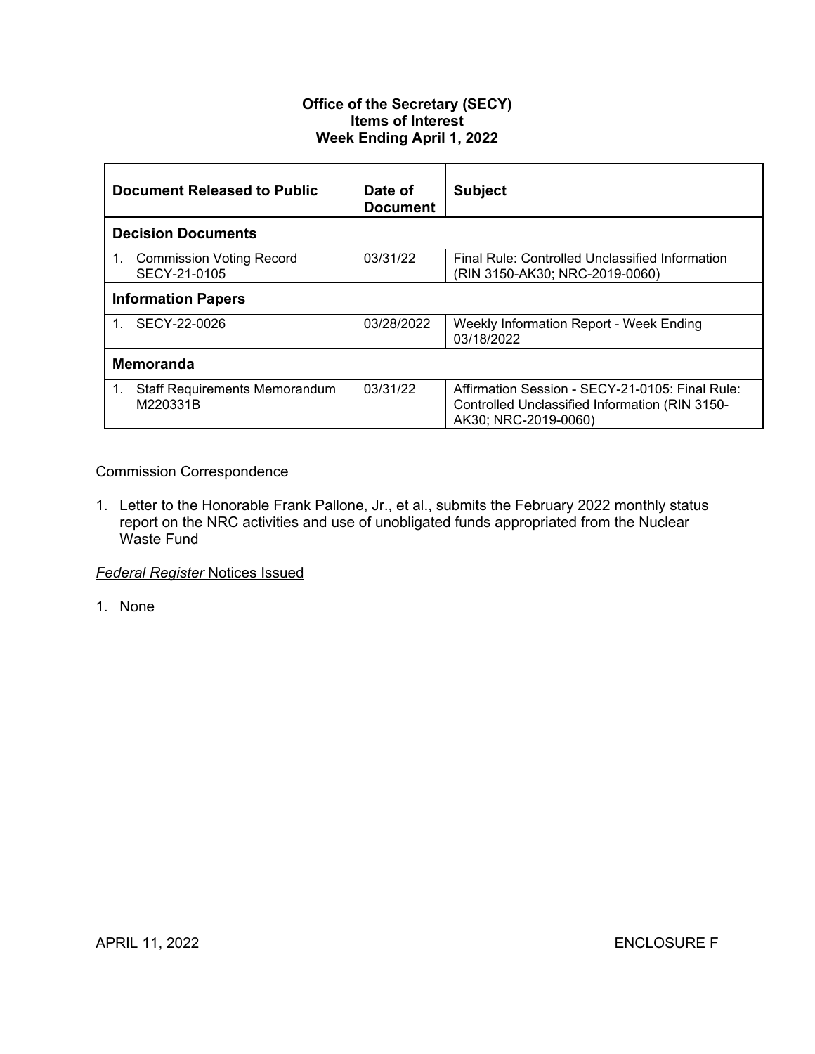**Office of the Secretary (SECY)**
**Items of Interest**
**Week Ending April 1, 2022**

| Document Released to Public | Date of Document | Subject |
|---|---|---|
| **Decision Documents** | | |
| 1. Commission Voting Record SECY-21-0105 | 03/31/22 | Final Rule: Controlled Unclassified Information (RIN 3150-AK30; NRC-2019-0060) |
| **Information Papers** | | |
| 1. SECY-22-0026 | 03/28/2022 | Weekly Information Report - Week Ending 03/18/2022 |
| **Memoranda** | | |
| 1. Staff Requirements Memorandum M220331B | 03/31/22 | Affirmation Session - SECY-21-0105: Final Rule: Controlled Unclassified Information (RIN 3150-AK30; NRC-2019-0060) |

Commission Correspondence

1. Letter to the Honorable Frank Pallone, Jr., et al., submits the February 2022 monthly status report on the NRC activities and use of unobligated funds appropriated from the Nuclear Waste Fund

*Federal Register* Notices Issued

1. None

APRIL 11, 2022 ENCLOSURE F